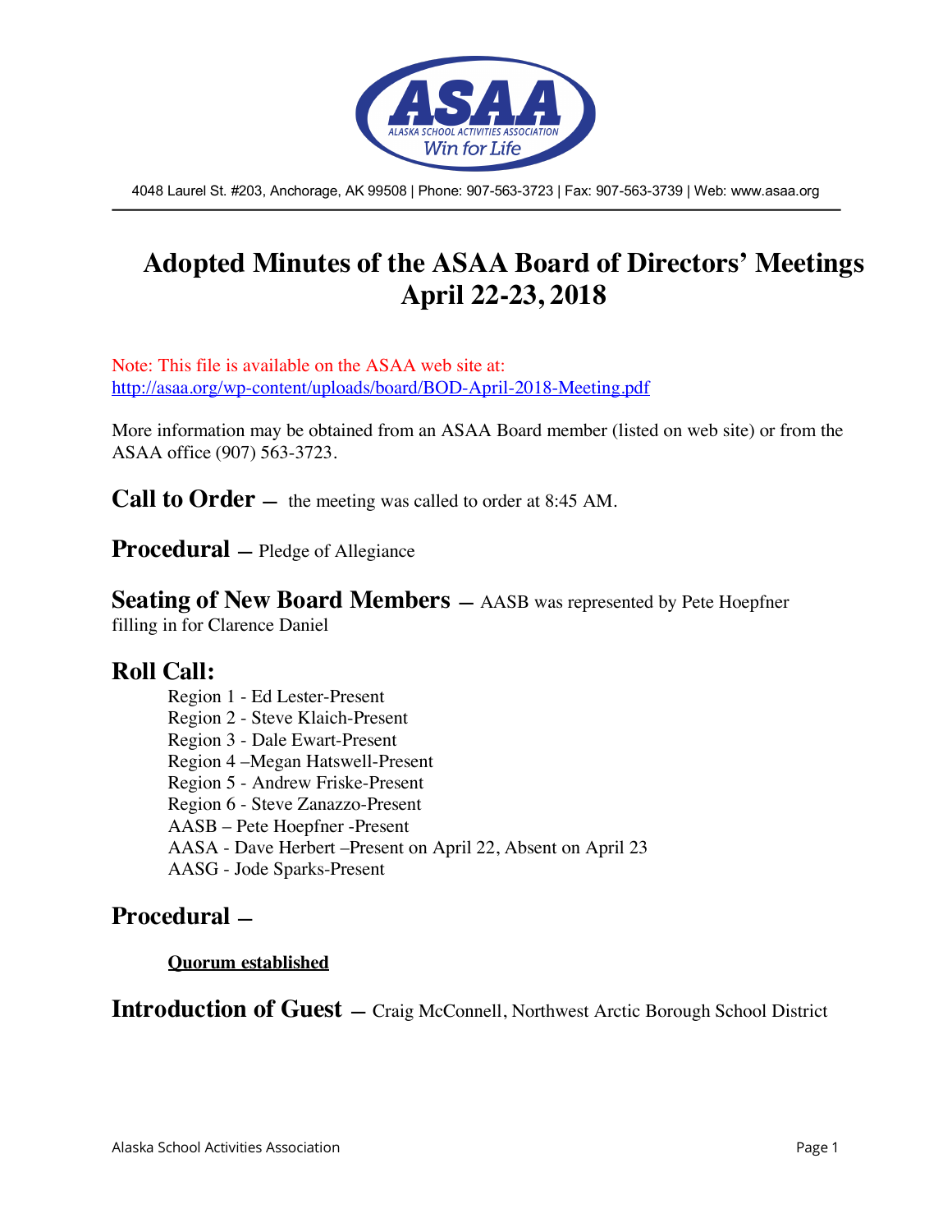4048 Laurel St. #203, Anchorage, AK 99508 | Phone: 907-563-3723 | Fax: 907-563-3739 | Web: www.asaa.org

# Adopted Minutes of the ASAA Board of Directors' Meetings April 22-23, 2018

Note: This file is available on the ASAA web site at: http://asaa.org/wp-content/uploads/board/BOD-April-2018-Meeting.pdf

More information may be obtained from an ASAA Board member (listed on web site) or from the ASAA office (907) 563-3723.

## Call to Order — the meeting was called to order at 8:45 AM.

## Procedural — Pledge of Allegiance

## Seating of New Board Members — AASB was represented by Pete Hoepfner filling in for Clarence Daniel

## Roll Call:

Region 1 - Ed Lester-Present
Region 2 - Steve Klaich-Present
Region 3 - Dale Ewart-Present
Region 4 –Megan Hatswell-Present
Region 5 - Andrew Friske-Present
Region 6 - Steve Zanazzo-Present
AASB – Pete Hoepfner -Present
AASA - Dave Herbert –Present on April 22, Absent on April 23
AASG - Jode Sparks-Present

## Procedural –

**Quorum established**

## Introduction of Guest — Craig McConnell, Northwest Arctic Borough School District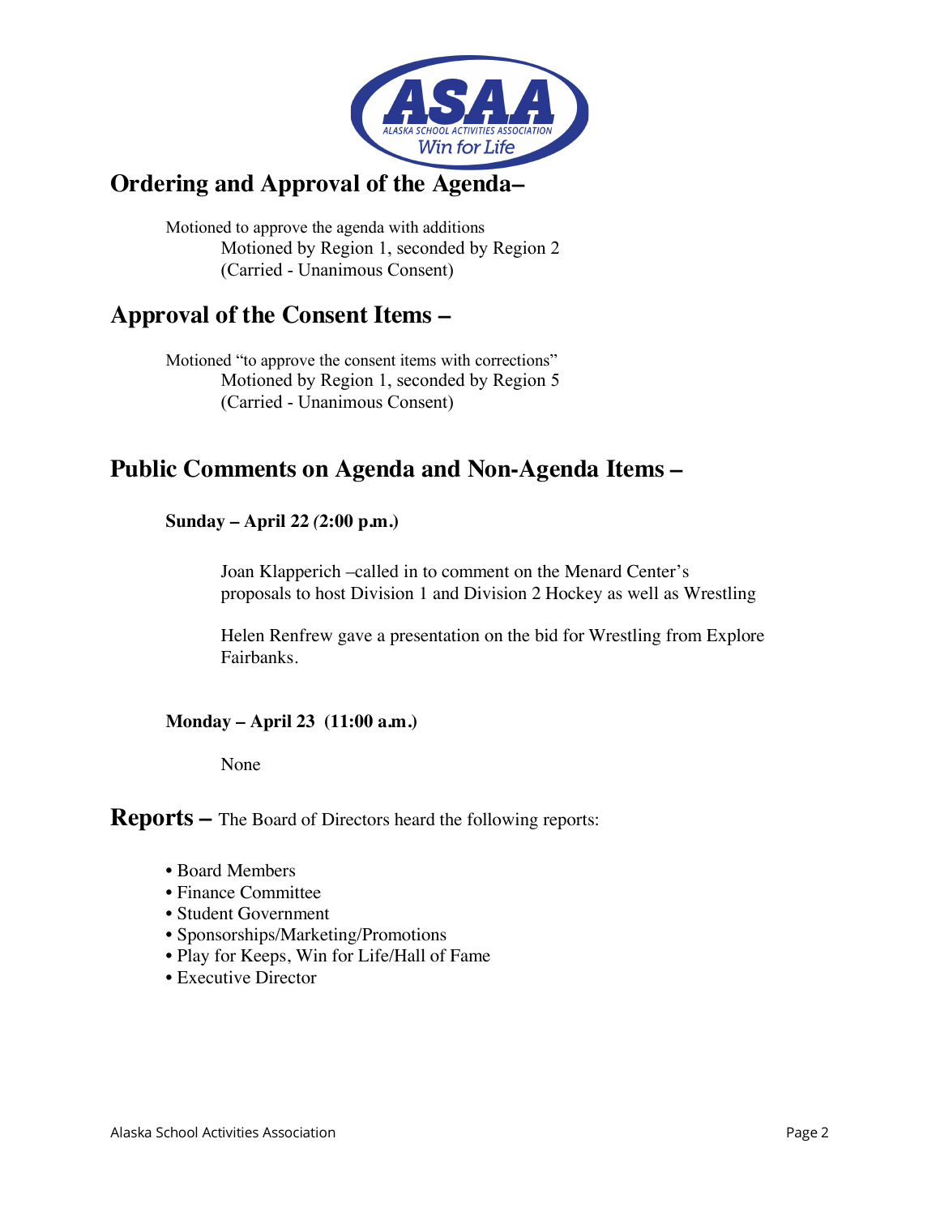## Ordering and Approval of the Agenda–

Motioned to approve the agenda with additions
Motioned by Region 1, seconded by Region 2
(Carried - Unanimous Consent)

## Approval of the Consent Items –

Motioned "to approve the consent items with corrections"
Motioned by Region 1, seconded by Region 5
(Carried - Unanimous Consent)

## Public Comments on Agenda and Non-Agenda Items –

**Sunday – April 22 (2:00 p.m.)**

Joan Klapperich –called in to comment on the Menard Center's proposals to host Division 1 and Division 2 Hockey as well as Wrestling

Helen Renfrew gave a presentation on the bid for Wrestling from Explore Fairbanks.

**Monday – April 23 (11:00 a.m.)**

None

## Reports – The Board of Directors heard the following reports:

- Board Members
- Finance Committee
- Student Government
- Sponsorships/Marketing/Promotions
- Play for Keeps, Win for Life/Hall of Fame
- Executive Director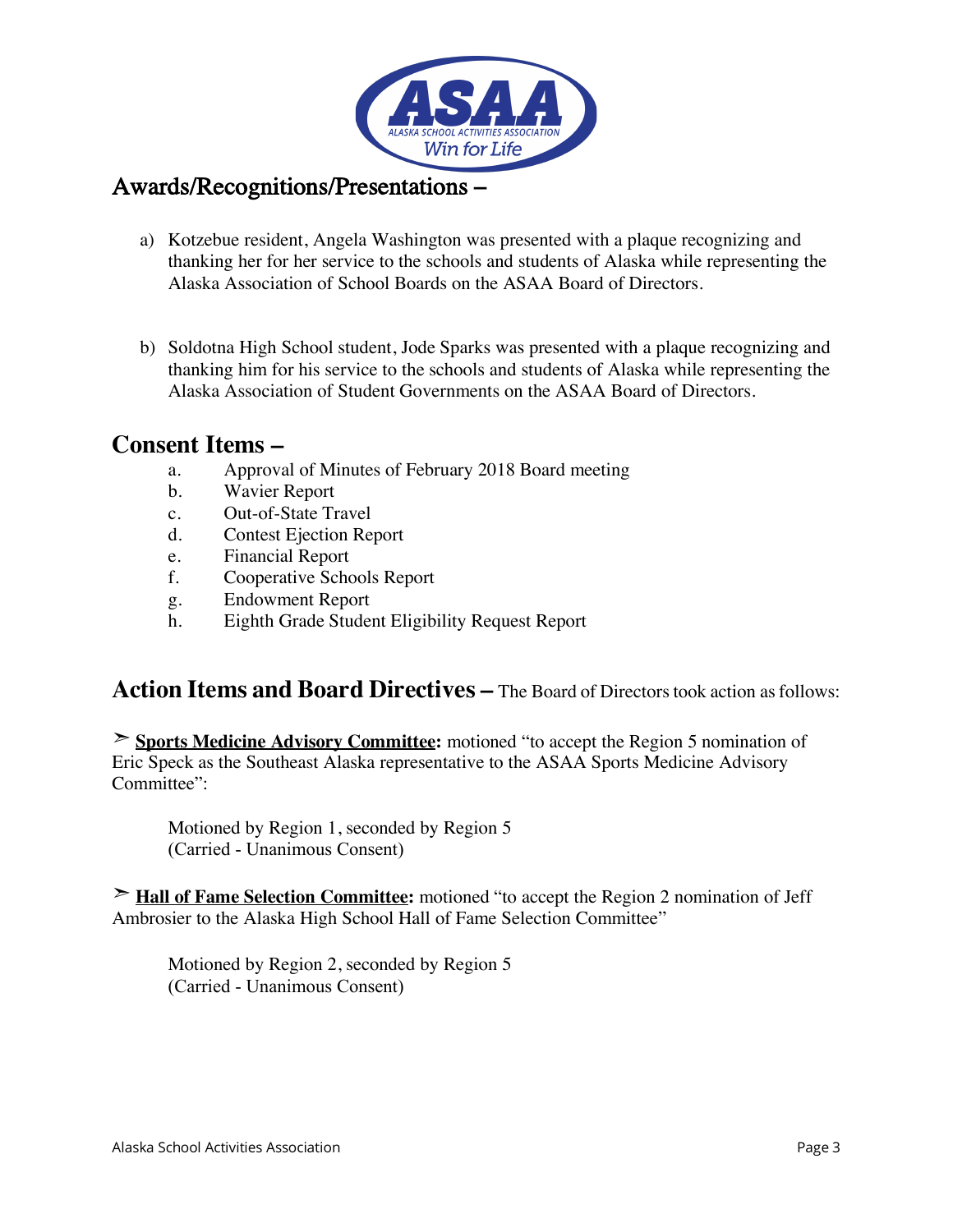## Awards/Recognitions/Presentations –

a) Kotzebue resident, Angela Washington was presented with a plaque recognizing and thanking her for her service to the schools and students of Alaska while representing the Alaska Association of School Boards on the ASAA Board of Directors.

b) Soldotna High School student, Jode Sparks was presented with a plaque recognizing and thanking him for his service to the schools and students of Alaska while representing the Alaska Association of Student Governments on the ASAA Board of Directors.

## Consent Items –

a. Approval of Minutes of February 2018 Board meeting
b. Wavier Report
c. Out-of-State Travel
d. Contest Ejection Report
e. Financial Report
f. Cooperative Schools Report
g. Endowment Report
h. Eighth Grade Student Eligibility Request Report

## Action Items and Board Directives – The Board of Directors took action as follows:

➢ **Sports Medicine Advisory Committee:** motioned "to accept the Region 5 nomination of Eric Speck as the Southeast Alaska representative to the ASAA Sports Medicine Advisory Committee":

Motioned by Region 1, seconded by Region 5
(Carried - Unanimous Consent)

➢ **Hall of Fame Selection Committee:** motioned "to accept the Region 2 nomination of Jeff Ambrosier to the Alaska High School Hall of Fame Selection Committee"

Motioned by Region 2, seconded by Region 5
(Carried - Unanimous Consent)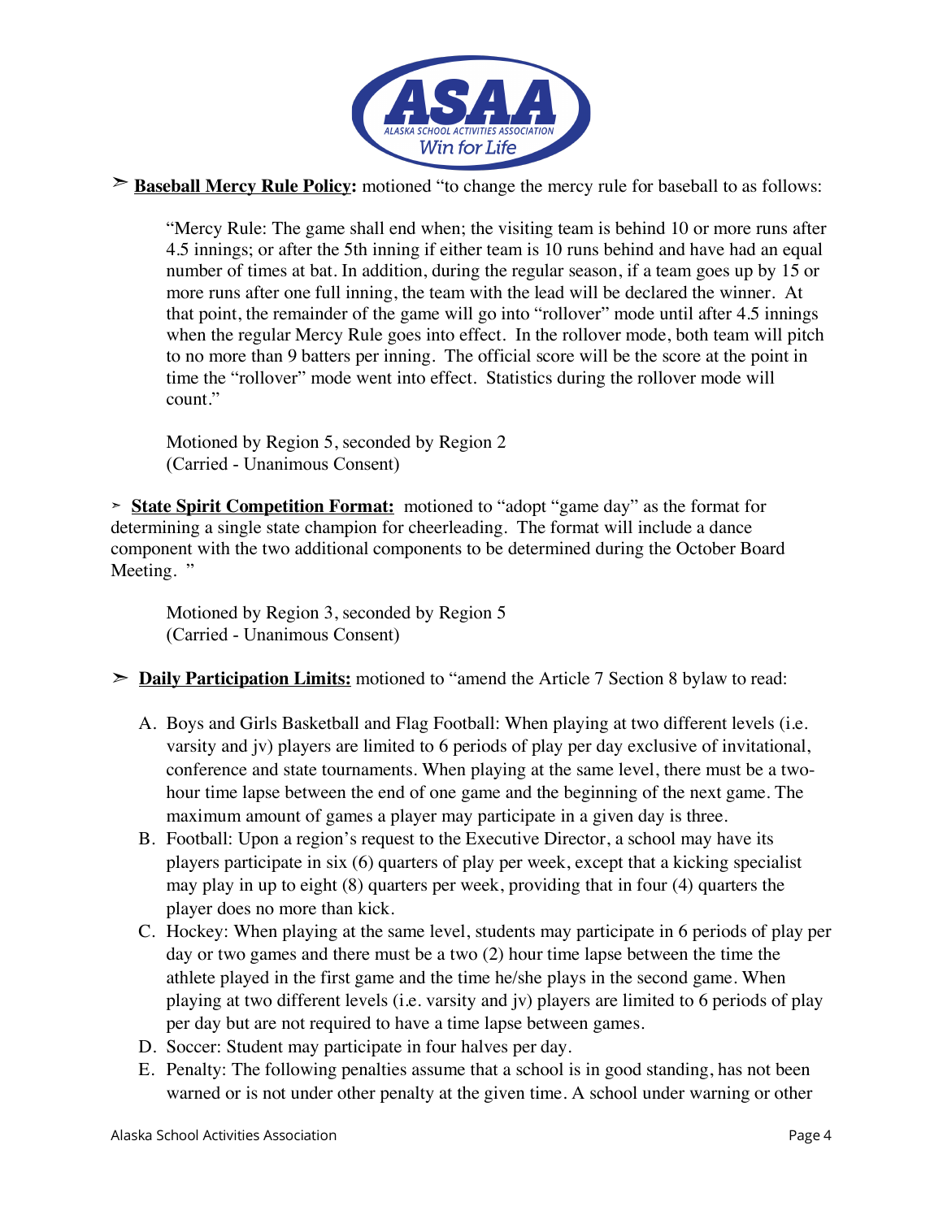➢ **Baseball Mercy Rule Policy:** motioned "to change the mercy rule for baseball to as follows:

> "Mercy Rule: The game shall end when; the visiting team is behind 10 or more runs after 4.5 innings; or after the 5th inning if either team is 10 runs behind and have had an equal number of times at bat. In addition, during the regular season, if a team goes up by 15 or more runs after one full inning, the team with the lead will be declared the winner. At that point, the remainder of the game will go into "rollover" mode until after 4.5 innings when the regular Mercy Rule goes into effect. In the rollover mode, both team will pitch to no more than 9 batters per inning. The official score will be the score at the point in time the "rollover" mode went into effect. Statistics during the rollover mode will count."
>
> Motioned by Region 5, seconded by Region 2
> (Carried - Unanimous Consent)

➢ **State Spirit Competition Format:** motioned to "adopt "game day" as the format for determining a single state champion for cheerleading. The format will include a dance component with the two additional components to be determined during the October Board Meeting. "

> Motioned by Region 3, seconded by Region 5
> (Carried - Unanimous Consent)

➢ **Daily Participation Limits:** motioned to "amend the Article 7 Section 8 bylaw to read:

A. Boys and Girls Basketball and Flag Football: When playing at two different levels (i.e. varsity and jv) players are limited to 6 periods of play per day exclusive of invitational, conference and state tournaments. When playing at the same level, there must be a two-hour time lapse between the end of one game and the beginning of the next game. The maximum amount of games a player may participate in a given day is three.
B. Football: Upon a region's request to the Executive Director, a school may have its players participate in six (6) quarters of play per week, except that a kicking specialist may play in up to eight (8) quarters per week, providing that in four (4) quarters the player does no more than kick.
C. Hockey: When playing at the same level, students may participate in 6 periods of play per day or two games and there must be a two (2) hour time lapse between the time the athlete played in the first game and the time he/she plays in the second game. When playing at two different levels (i.e. varsity and jv) players are limited to 6 periods of play per day but are not required to have a time lapse between games.
D. Soccer: Student may participate in four halves per day.
E. Penalty: The following penalties assume that a school is in good standing, has not been warned or is not under other penalty at the given time. A school under warning or other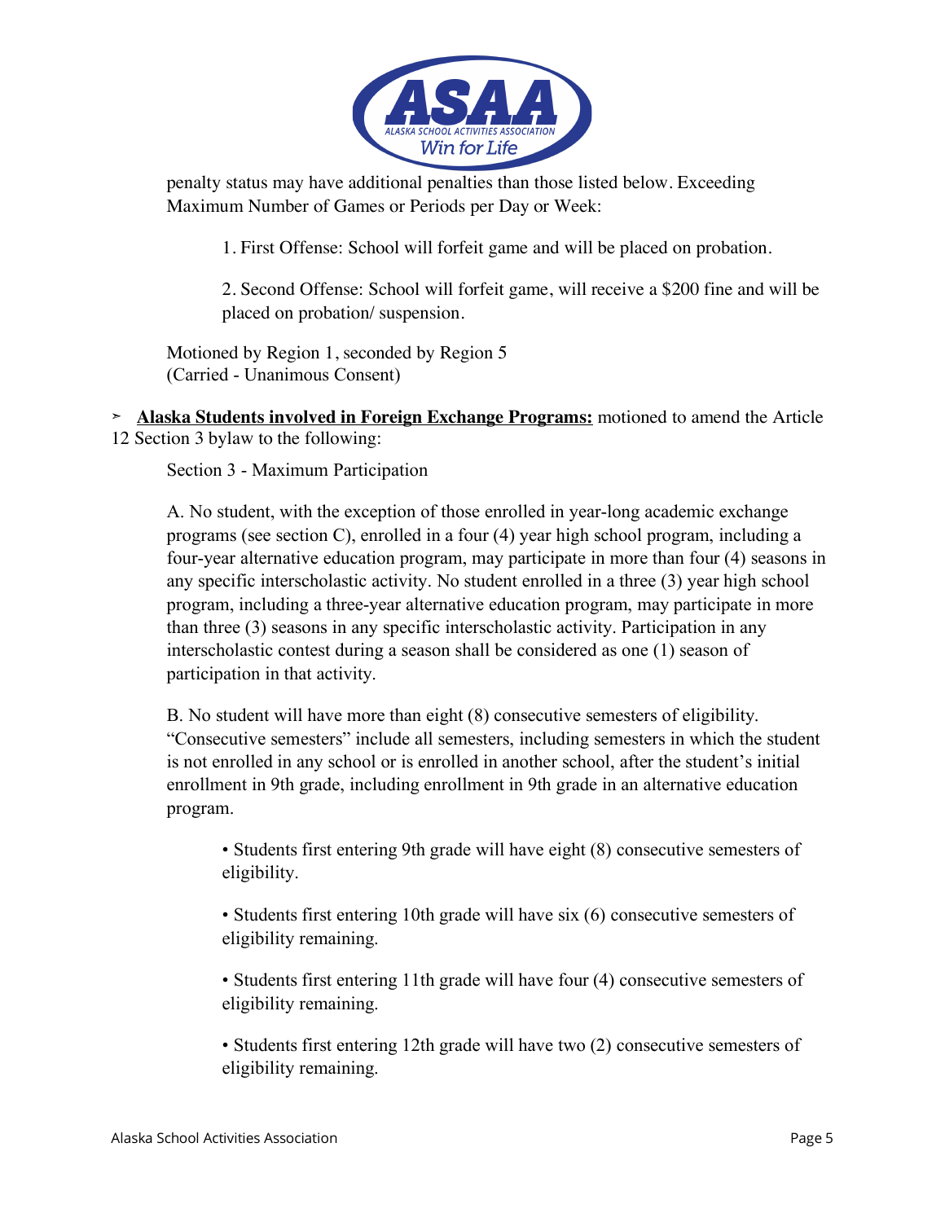penalty status may have additional penalties than those listed below. Exceeding Maximum Number of Games or Periods per Day or Week:

1. First Offense: School will forfeit game and will be placed on probation.

2. Second Offense: School will forfeit game, will receive a $200 fine and will be placed on probation/ suspension.

Motioned by Region 1, seconded by Region 5
(Carried - Unanimous Consent)

➢ **Alaska Students involved in Foreign Exchange Programs:** motioned to amend the Article 12 Section 3 bylaw to the following:

Section 3 - Maximum Participation

A. No student, with the exception of those enrolled in year-long academic exchange programs (see section C), enrolled in a four (4) year high school program, including a four-year alternative education program, may participate in more than four (4) seasons in any specific interscholastic activity. No student enrolled in a three (3) year high school program, including a three-year alternative education program, may participate in more than three (3) seasons in any specific interscholastic activity. Participation in any interscholastic contest during a season shall be considered as one (1) season of participation in that activity.

B. No student will have more than eight (8) consecutive semesters of eligibility. "Consecutive semesters" include all semesters, including semesters in which the student is not enrolled in any school or is enrolled in another school, after the student's initial enrollment in 9th grade, including enrollment in 9th grade in an alternative education program.

- Students first entering 9th grade will have eight (8) consecutive semesters of eligibility.
- Students first entering 10th grade will have six (6) consecutive semesters of eligibility remaining.
- Students first entering 11th grade will have four (4) consecutive semesters of eligibility remaining.
- Students first entering 12th grade will have two (2) consecutive semesters of eligibility remaining.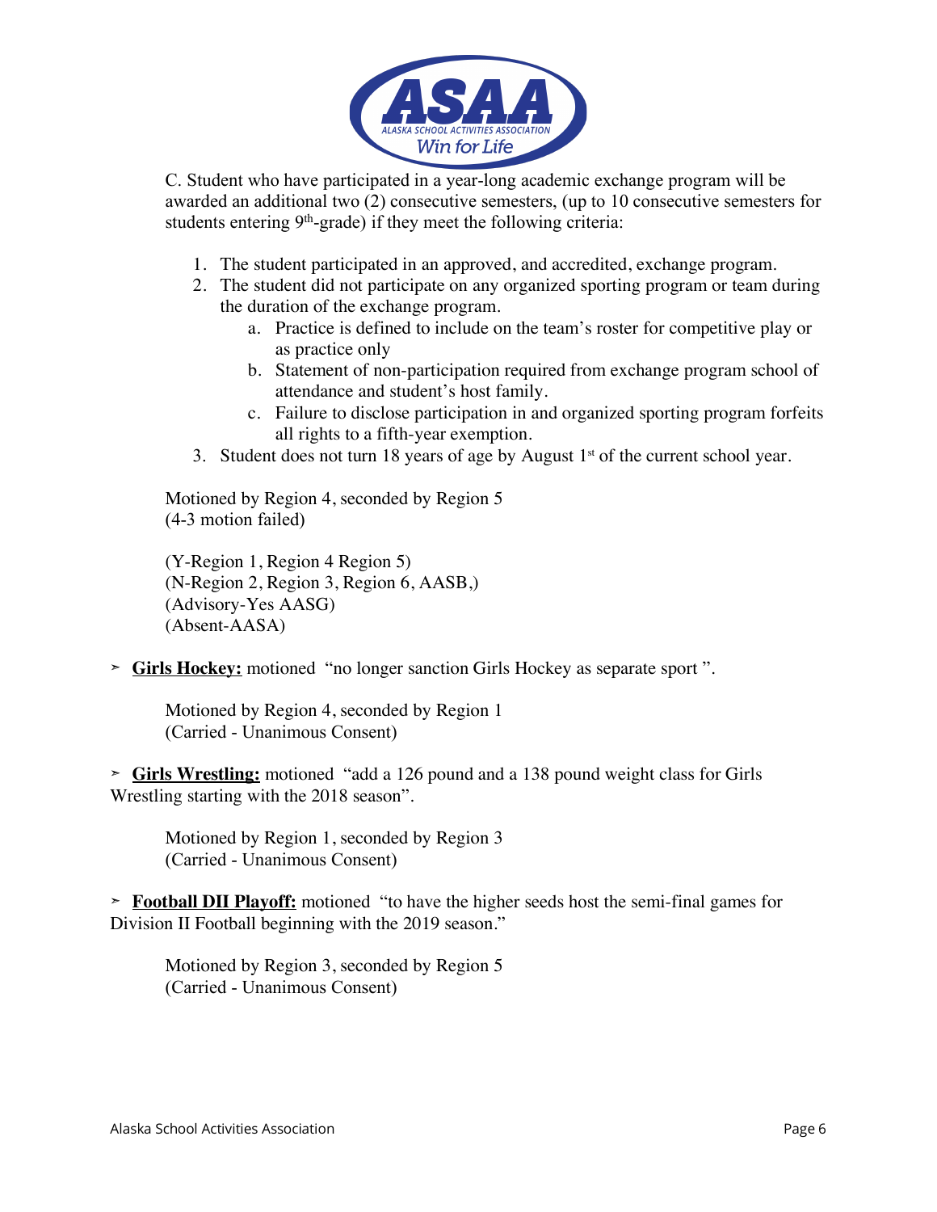C. Student who have participated in a year-long academic exchange program will be awarded an additional two (2) consecutive semesters, (up to 10 consecutive semesters for students entering 9th-grade) if they meet the following criteria:

1. The student participated in an approved, and accredited, exchange program.
2. The student did not participate on any organized sporting program or team during the duration of the exchange program.
   a. Practice is defined to include on the team's roster for competitive play or as practice only
   b. Statement of non-participation required from exchange program school of attendance and student's host family.
   c. Failure to disclose participation in and organized sporting program forfeits all rights to a fifth-year exemption.
3. Student does not turn 18 years of age by August 1st of the current school year.

Motioned by Region 4, seconded by Region 5
(4-3 motion failed)

(Y-Region 1, Region 4 Region 5)
(N-Region 2, Region 3, Region 6, AASB,)
(Advisory-Yes AASG)
(Absent-AASA)

- **Girls Hockey:** motioned "no longer sanction Girls Hockey as separate sport ".

  Motioned by Region 4, seconded by Region 1
  (Carried - Unanimous Consent)

- **Girls Wrestling:** motioned "add a 126 pound and a 138 pound weight class for Girls Wrestling starting with the 2018 season".

  Motioned by Region 1, seconded by Region 3
  (Carried - Unanimous Consent)

- **Football DII Playoff:** motioned "to have the higher seeds host the semi-final games for Division II Football beginning with the 2019 season."

  Motioned by Region 3, seconded by Region 5
  (Carried - Unanimous Consent)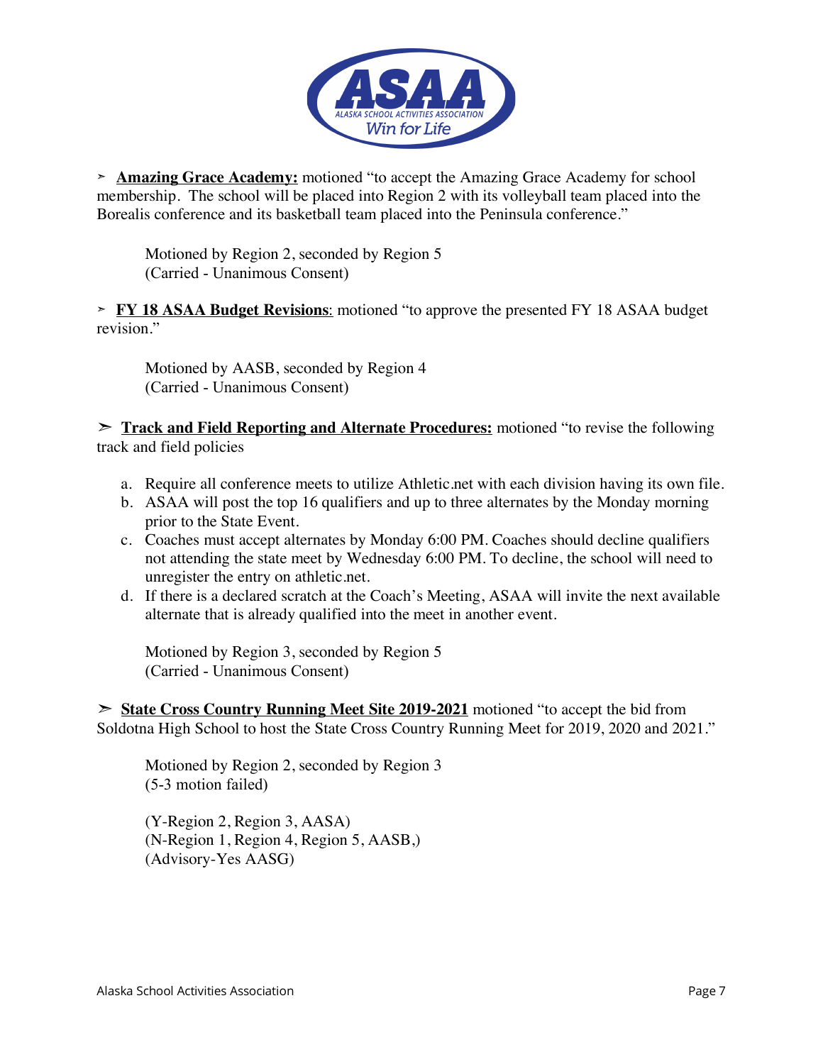➢ **Amazing Grace Academy:** motioned "to accept the Amazing Grace Academy for school membership. The school will be placed into Region 2 with its volleyball team placed into the Borealis conference and its basketball team placed into the Peninsula conference."

Motioned by Region 2, seconded by Region 5
(Carried - Unanimous Consent)

➢ **FY 18 ASAA Budget Revisions**: motioned "to approve the presented FY 18 ASAA budget revision."

Motioned by AASB, seconded by Region 4
(Carried - Unanimous Consent)

➢ **Track and Field Reporting and Alternate Procedures:** motioned "to revise the following track and field policies

a. Require all conference meets to utilize Athletic.net with each division having its own file.
b. ASAA will post the top 16 qualifiers and up to three alternates by the Monday morning prior to the State Event.
c. Coaches must accept alternates by Monday 6:00 PM. Coaches should decline qualifiers not attending the state meet by Wednesday 6:00 PM. To decline, the school will need to unregister the entry on athletic.net.
d. If there is a declared scratch at the Coach's Meeting, ASAA will invite the next available alternate that is already qualified into the meet in another event.

Motioned by Region 3, seconded by Region 5
(Carried - Unanimous Consent)

➢ **State Cross Country Running Meet Site 2019-2021** motioned "to accept the bid from Soldotna High School to host the State Cross Country Running Meet for 2019, 2020 and 2021."

Motioned by Region 2, seconded by Region 3
(5-3 motion failed)

(Y-Region 2, Region 3, AASA)
(N-Region 1, Region 4, Region 5, AASB,)
(Advisory-Yes AASG)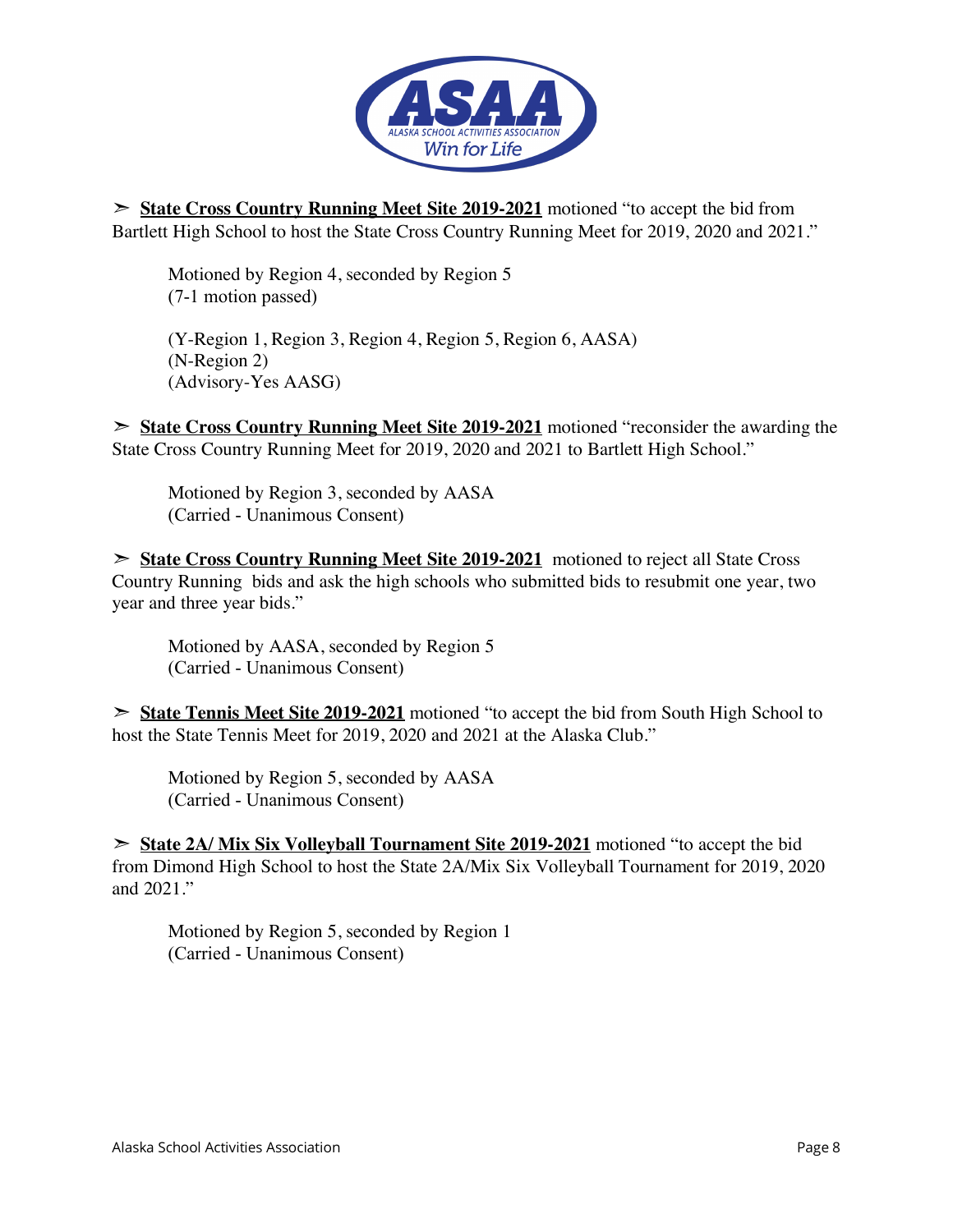➢ **State Cross Country Running Meet Site 2019-2021** motioned "to accept the bid from Bartlett High School to host the State Cross Country Running Meet for 2019, 2020 and 2021."

> Motioned by Region 4, seconded by Region 5
> (7-1 motion passed)
>
> (Y-Region 1, Region 3, Region 4, Region 5, Region 6, AASA)
> (N-Region 2)
> (Advisory-Yes AASG)

➢ **State Cross Country Running Meet Site 2019-2021** motioned "reconsider the awarding the State Cross Country Running Meet for 2019, 2020 and 2021 to Bartlett High School."

> Motioned by Region 3, seconded by AASA
> (Carried - Unanimous Consent)

➢ **State Cross Country Running Meet Site 2019-2021** motioned to reject all State Cross Country Running bids and ask the high schools who submitted bids to resubmit one year, two year and three year bids."

> Motioned by AASA, seconded by Region 5
> (Carried - Unanimous Consent)

➢ **State Tennis Meet Site 2019-2021** motioned "to accept the bid from South High School to host the State Tennis Meet for 2019, 2020 and 2021 at the Alaska Club."

> Motioned by Region 5, seconded by AASA
> (Carried - Unanimous Consent)

➢ **State 2A/ Mix Six Volleyball Tournament Site 2019-2021** motioned "to accept the bid from Dimond High School to host the State 2A/Mix Six Volleyball Tournament for 2019, 2020 and 2021."

> Motioned by Region 5, seconded by Region 1
> (Carried - Unanimous Consent)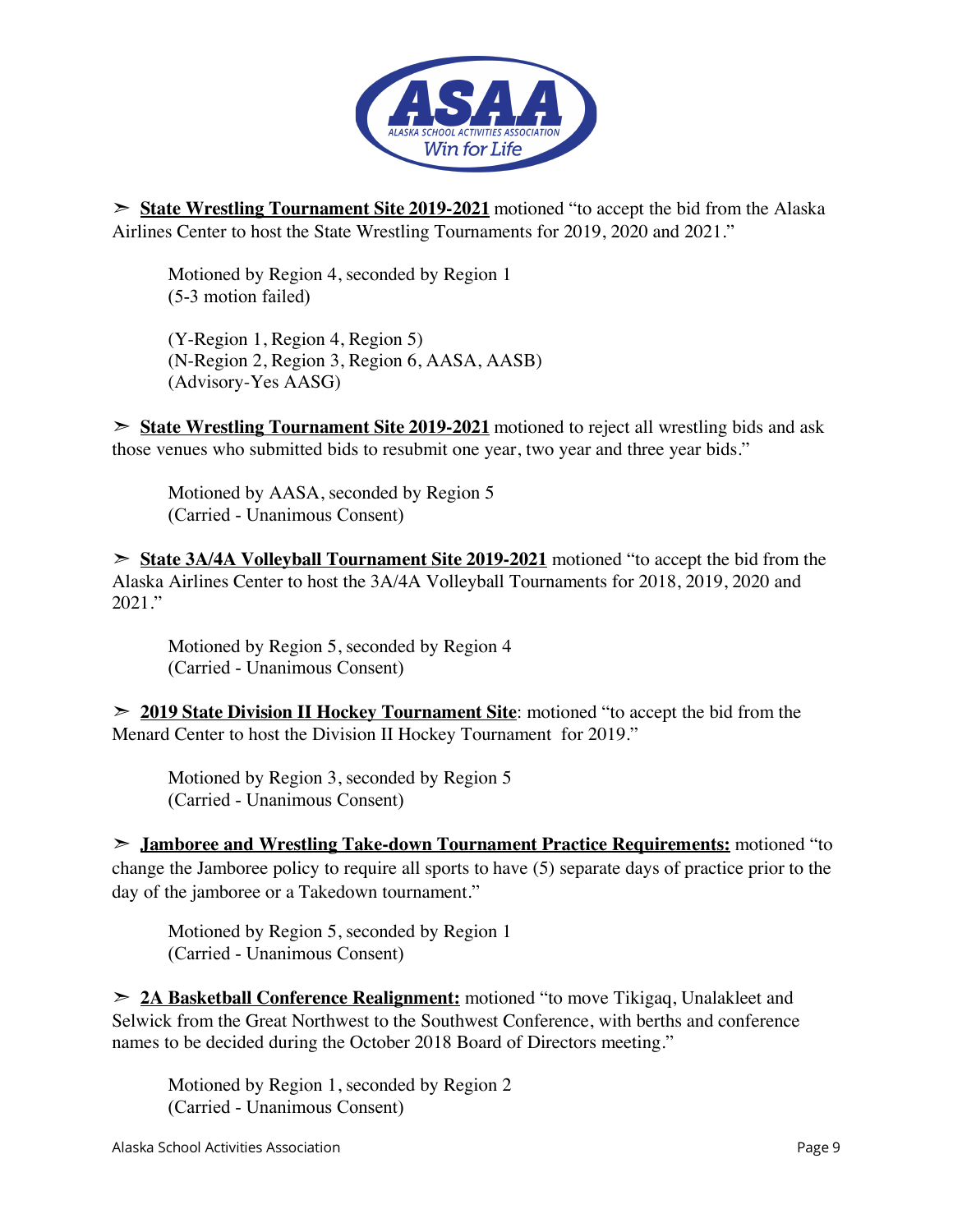➢ **<u>State Wrestling Tournament Site 2019-2021</u>** motioned "to accept the bid from the Alaska Airlines Center to host the State Wrestling Tournaments for 2019, 2020 and 2021."

Motioned by Region 4, seconded by Region 1
(5-3 motion failed)

(Y-Region 1, Region 4, Region 5)
(N-Region 2, Region 3, Region 6, AASA, AASB)
(Advisory-Yes AASG)

➢ **<u>State Wrestling Tournament Site 2019-2021</u>** motioned to reject all wrestling bids and ask those venues who submitted bids to resubmit one year, two year and three year bids."

Motioned by AASA, seconded by Region 5
(Carried - Unanimous Consent)

➢ **<u>State 3A/4A Volleyball Tournament Site 2019-2021</u>** motioned "to accept the bid from the Alaska Airlines Center to host the 3A/4A Volleyball Tournaments for 2018, 2019, 2020 and 2021."

Motioned by Region 5, seconded by Region 4
(Carried - Unanimous Consent)

➢ **<u>2019 State Division II Hockey Tournament Site</u>**: motioned "to accept the bid from the Menard Center to host the Division II Hockey Tournament for 2019."

Motioned by Region 3, seconded by Region 5
(Carried - Unanimous Consent)

➢ **<u>Jamboree and Wrestling Take-down Tournament Practice Requirements:</u>** motioned "to change the Jamboree policy to require all sports to have (5) separate days of practice prior to the day of the jamboree or a Takedown tournament."

Motioned by Region 5, seconded by Region 1
(Carried - Unanimous Consent)

➢ **<u>2A Basketball Conference Realignment:</u>** motioned "to move Tikigaq, Unalakleet and Selwick from the Great Northwest to the Southwest Conference, with berths and conference names to be decided during the October 2018 Board of Directors meeting."

Motioned by Region 1, seconded by Region 2
(Carried - Unanimous Consent)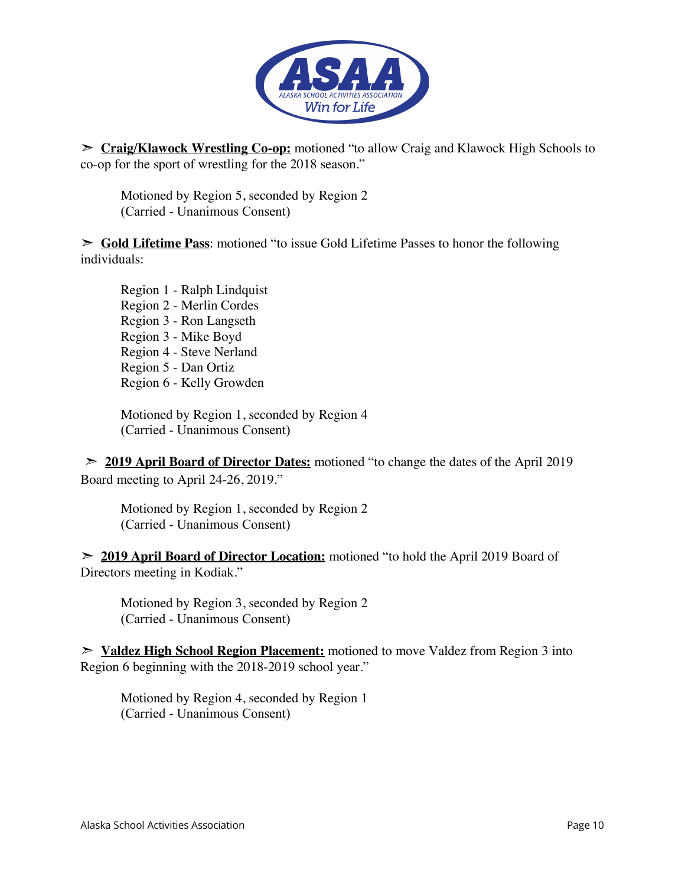➢ **Craig/Klawock Wrestling Co-op:** motioned "to allow Craig and Klawock High Schools to co-op for the sport of wrestling for the 2018 season."

Motioned by Region 5, seconded by Region 2
(Carried - Unanimous Consent)

➢ **Gold Lifetime Pass**: motioned "to issue Gold Lifetime Passes to honor the following individuals:

Region 1 - Ralph Lindquist
Region 2 - Merlin Cordes
Region 3 - Ron Langseth
Region 3 - Mike Boyd
Region 4 - Steve Nerland
Region 5 - Dan Ortiz
Region 6 - Kelly Growden

Motioned by Region 1, seconded by Region 4
(Carried - Unanimous Consent)

➢ **2019 April Board of Director Dates:** motioned "to change the dates of the April 2019 Board meeting to April 24-26, 2019."

Motioned by Region 1, seconded by Region 2
(Carried - Unanimous Consent)

➢ **2019 April Board of Director Location:** motioned "to hold the April 2019 Board of Directors meeting in Kodiak."

Motioned by Region 3, seconded by Region 2
(Carried - Unanimous Consent)

➢ **Valdez High School Region Placement:** motioned to move Valdez from Region 3 into Region 6 beginning with the 2018-2019 school year."

Motioned by Region 4, seconded by Region 1
(Carried - Unanimous Consent)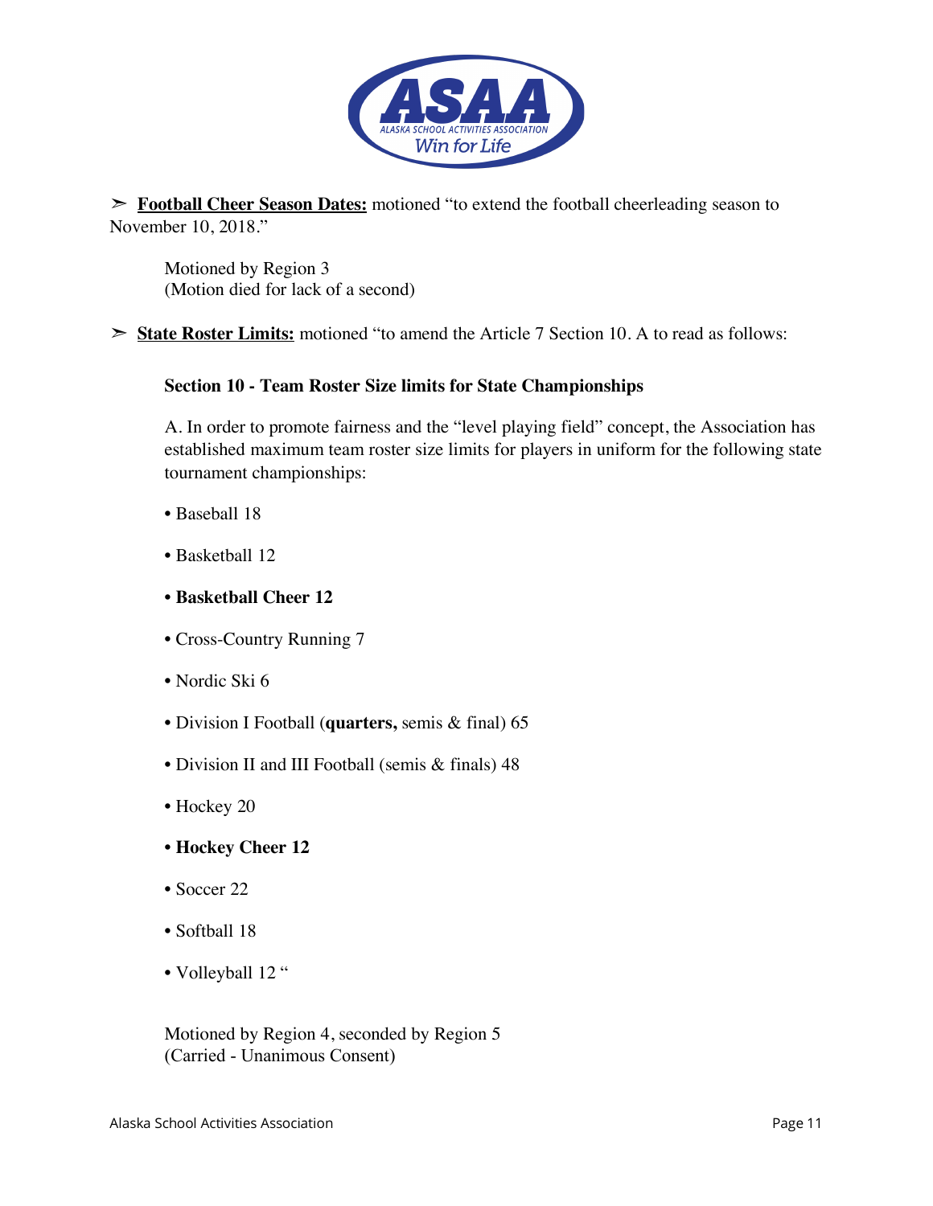➢ **Football Cheer Season Dates:** motioned "to extend the football cheerleading season to November 10, 2018."

Motioned by Region 3
(Motion died for lack of a second)

➢ **State Roster Limits:** motioned "to amend the Article 7 Section 10. A to read as follows:

**Section 10 - Team Roster Size limits for State Championships**

A. In order to promote fairness and the "level playing field" concept, the Association has established maximum team roster size limits for players in uniform for the following state tournament championships:

- Baseball 18
- Basketball 12
- **Basketball Cheer 12**
- Cross-Country Running 7
- Nordic Ski 6
- Division I Football (**quarters,** semis & final) 65
- Division II and III Football (semis & finals) 48
- Hockey 20
- **Hockey Cheer 12**
- Soccer 22
- Softball 18
- Volleyball 12 "

Motioned by Region 4, seconded by Region 5
(Carried - Unanimous Consent)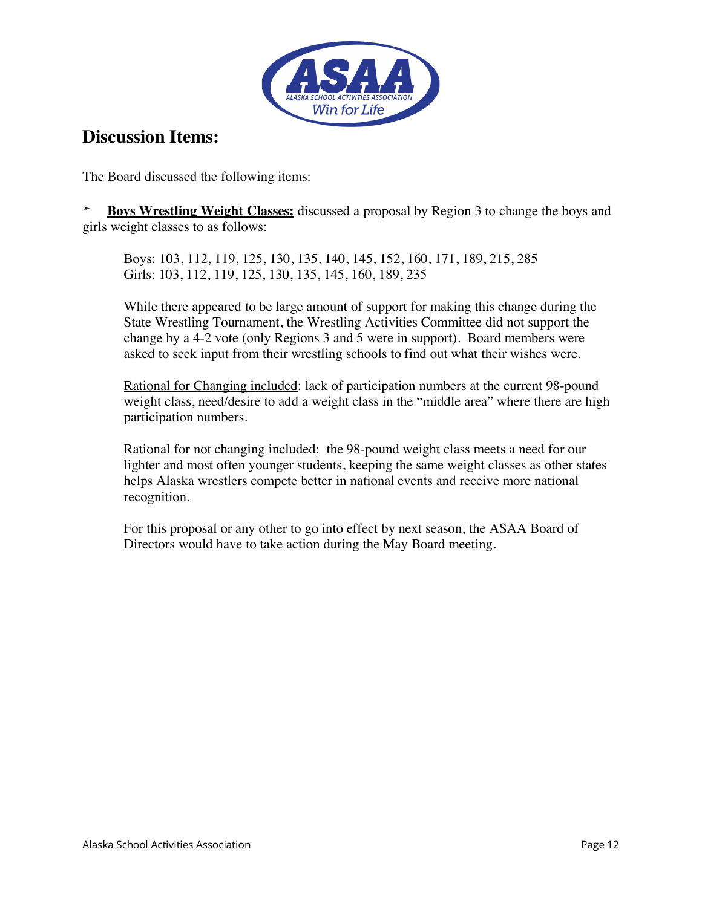## Discussion Items:

The Board discussed the following items:

➢ **Boys Wrestling Weight Classes:** discussed a proposal by Region 3 to change the boys and girls weight classes to as follows:

Boys: 103, 112, 119, 125, 130, 135, 140, 145, 152, 160, 171, 189, 215, 285
Girls: 103, 112, 119, 125, 130, 135, 145, 160, 189, 235

While there appeared to be large amount of support for making this change during the State Wrestling Tournament, the Wrestling Activities Committee did not support the change by a 4-2 vote (only Regions 3 and 5 were in support). Board members were asked to seek input from their wrestling schools to find out what their wishes were.

Rational for Changing included: lack of participation numbers at the current 98-pound weight class, need/desire to add a weight class in the "middle area" where there are high participation numbers.

Rational for not changing included: the 98-pound weight class meets a need for our lighter and most often younger students, keeping the same weight classes as other states helps Alaska wrestlers compete better in national events and receive more national recognition.

For this proposal or any other to go into effect by next season, the ASAA Board of Directors would have to take action during the May Board meeting.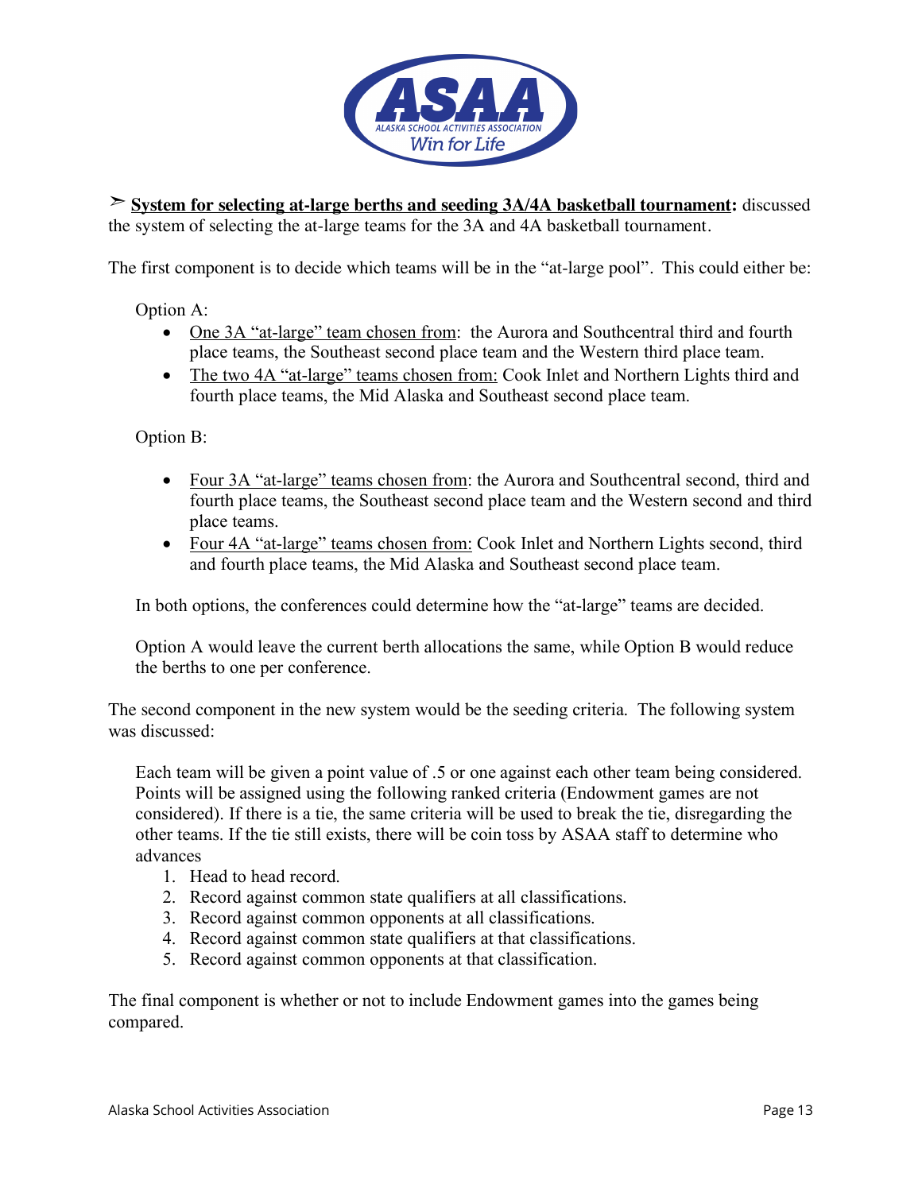➢ **<u>System for selecting at-large berths and seeding 3A/4A basketball tournament</u>:** discussed the system of selecting the at-large teams for the 3A and 4A basketball tournament.

The first component is to decide which teams will be in the "at-large pool". This could either be:

Option A:

- <u>One 3A "at-large" team chosen from</u>: the Aurora and Southcentral third and fourth place teams, the Southeast second place team and the Western third place team.
- <u>The two 4A "at-large" teams chosen from:</u> Cook Inlet and Northern Lights third and fourth place teams, the Mid Alaska and Southeast second place team.

Option B:

- <u>Four 3A "at-large" teams chosen from</u>: the Aurora and Southcentral second, third and fourth place teams, the Southeast second place team and the Western second and third place teams.
- <u>Four 4A "at-large" teams chosen from:</u> Cook Inlet and Northern Lights second, third and fourth place teams, the Mid Alaska and Southeast second place team.

In both options, the conferences could determine how the "at-large" teams are decided.

Option A would leave the current berth allocations the same, while Option B would reduce the berths to one per conference.

The second component in the new system would be the seeding criteria. The following system was discussed:

Each team will be given a point value of .5 or one against each other team being considered. Points will be assigned using the following ranked criteria (Endowment games are not considered). If there is a tie, the same criteria will be used to break the tie, disregarding the other teams. If the tie still exists, there will be coin toss by ASAA staff to determine who advances

1. Head to head record.
2. Record against common state qualifiers at all classifications.
3. Record against common opponents at all classifications.
4. Record against common state qualifiers at that classifications.
5. Record against common opponents at that classification.

The final component is whether or not to include Endowment games into the games being compared.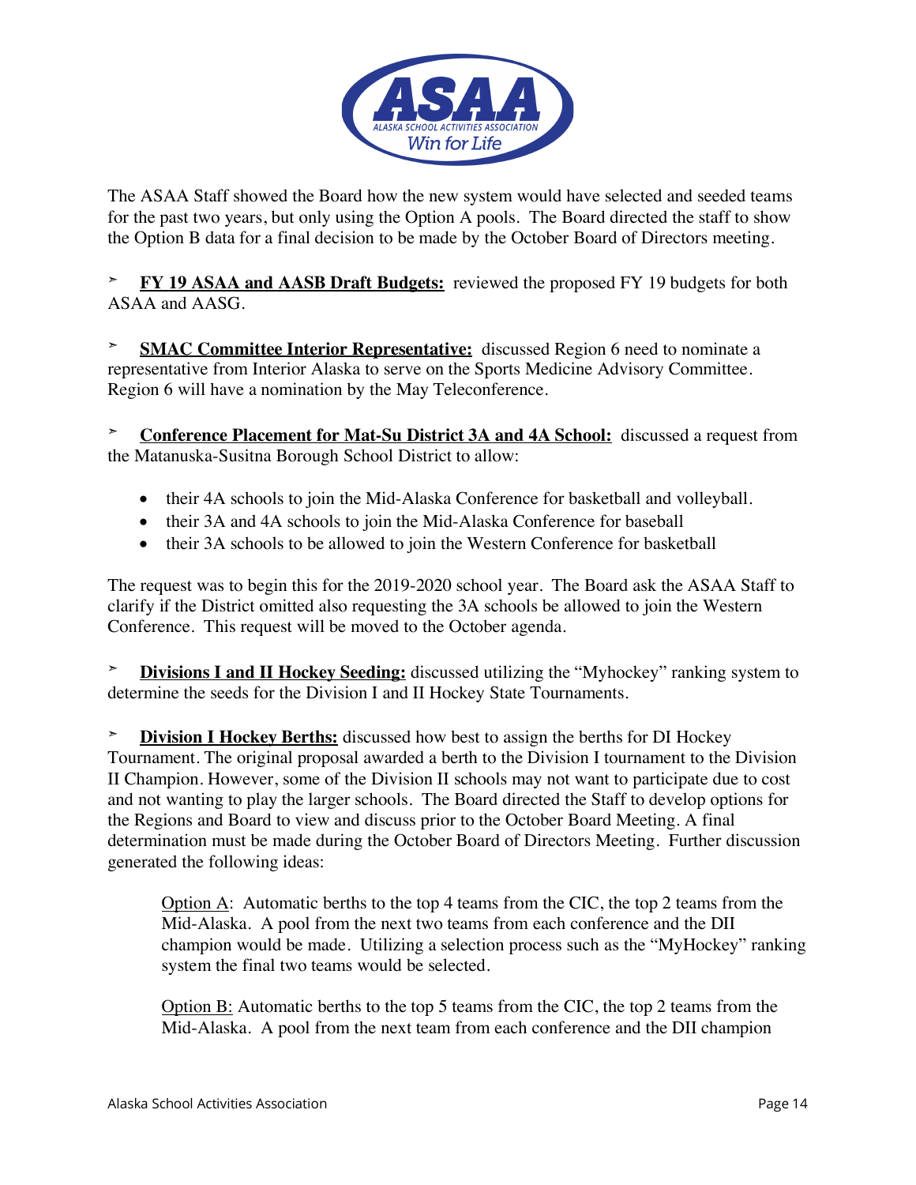The ASAA Staff showed the Board how the new system would have selected and seeded teams for the past two years, but only using the Option A pools. The Board directed the staff to show the Option B data for a final decision to be made by the October Board of Directors meeting.

➢ **FY 19 ASAA and AASB Draft Budgets:** reviewed the proposed FY 19 budgets for both ASAA and AASG.

➢ **SMAC Committee Interior Representative:** discussed Region 6 need to nominate a representative from Interior Alaska to serve on the Sports Medicine Advisory Committee. Region 6 will have a nomination by the May Teleconference.

➢ **Conference Placement for Mat-Su District 3A and 4A School:** discussed a request from the Matanuska-Susitna Borough School District to allow:

- their 4A schools to join the Mid-Alaska Conference for basketball and volleyball.
- their 3A and 4A schools to join the Mid-Alaska Conference for baseball
- their 3A schools to be allowed to join the Western Conference for basketball

The request was to begin this for the 2019-2020 school year. The Board ask the ASAA Staff to clarify if the District omitted also requesting the 3A schools be allowed to join the Western Conference. This request will be moved to the October agenda.

➢ **Divisions I and II Hockey Seeding:** discussed utilizing the "Myhockey" ranking system to determine the seeds for the Division I and II Hockey State Tournaments.

➢ **Division I Hockey Berths:** discussed how best to assign the berths for DI Hockey Tournament. The original proposal awarded a berth to the Division I tournament to the Division II Champion. However, some of the Division II schools may not want to participate due to cost and not wanting to play the larger schools. The Board directed the Staff to develop options for the Regions and Board to view and discuss prior to the October Board Meeting. A final determination must be made during the October Board of Directors Meeting. Further discussion generated the following ideas:

Option A: Automatic berths to the top 4 teams from the CIC, the top 2 teams from the Mid-Alaska. A pool from the next two teams from each conference and the DII champion would be made. Utilizing a selection process such as the "MyHockey" ranking system the final two teams would be selected.

Option B: Automatic berths to the top 5 teams from the CIC, the top 2 teams from the Mid-Alaska. A pool from the next team from each conference and the DII champion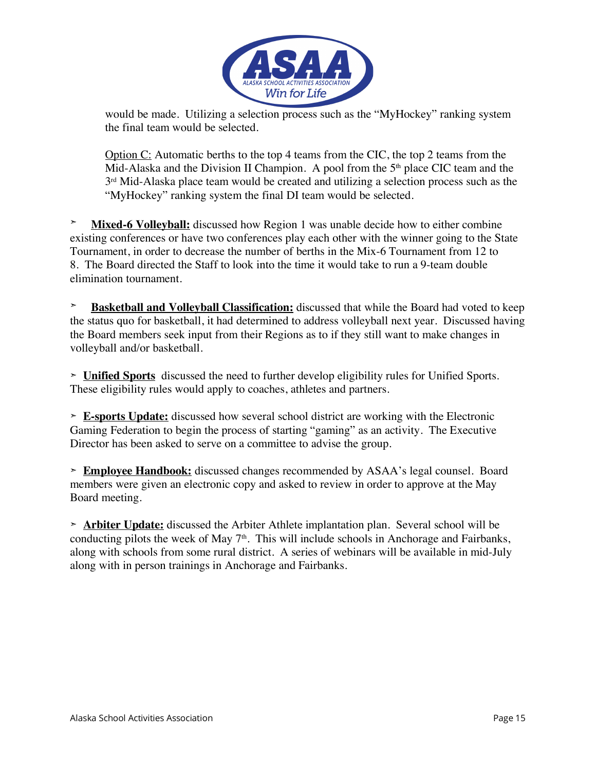would be made. Utilizing a selection process such as the "MyHockey" ranking system the final team would be selected.

Option C: Automatic berths to the top 4 teams from the CIC, the top 2 teams from the Mid-Alaska and the Division II Champion. A pool from the 5th place CIC team and the 3rd Mid-Alaska place team would be created and utilizing a selection process such as the "MyHockey" ranking system the final DI team would be selected.

➢ **Mixed-6 Volleyball:** discussed how Region 1 was unable decide how to either combine existing conferences or have two conferences play each other with the winner going to the State Tournament, in order to decrease the number of berths in the Mix-6 Tournament from 12 to 8. The Board directed the Staff to look into the time it would take to run a 9-team double elimination tournament.

➢ **Basketball and Volleyball Classification:** discussed that while the Board had voted to keep the status quo for basketball, it had determined to address volleyball next year. Discussed having the Board members seek input from their Regions as to if they still want to make changes in volleyball and/or basketball.

➢ **Unified Sports** discussed the need to further develop eligibility rules for Unified Sports. These eligibility rules would apply to coaches, athletes and partners.

➢ **E-sports Update:** discussed how several school district are working with the Electronic Gaming Federation to begin the process of starting "gaming" as an activity. The Executive Director has been asked to serve on a committee to advise the group.

➢ **Employee Handbook:** discussed changes recommended by ASAA's legal counsel. Board members were given an electronic copy and asked to review in order to approve at the May Board meeting.

➢ **Arbiter Update:** discussed the Arbiter Athlete implantation plan. Several school will be conducting pilots the week of May 7th. This will include schools in Anchorage and Fairbanks, along with schools from some rural district. A series of webinars will be available in mid-July along with in person trainings in Anchorage and Fairbanks.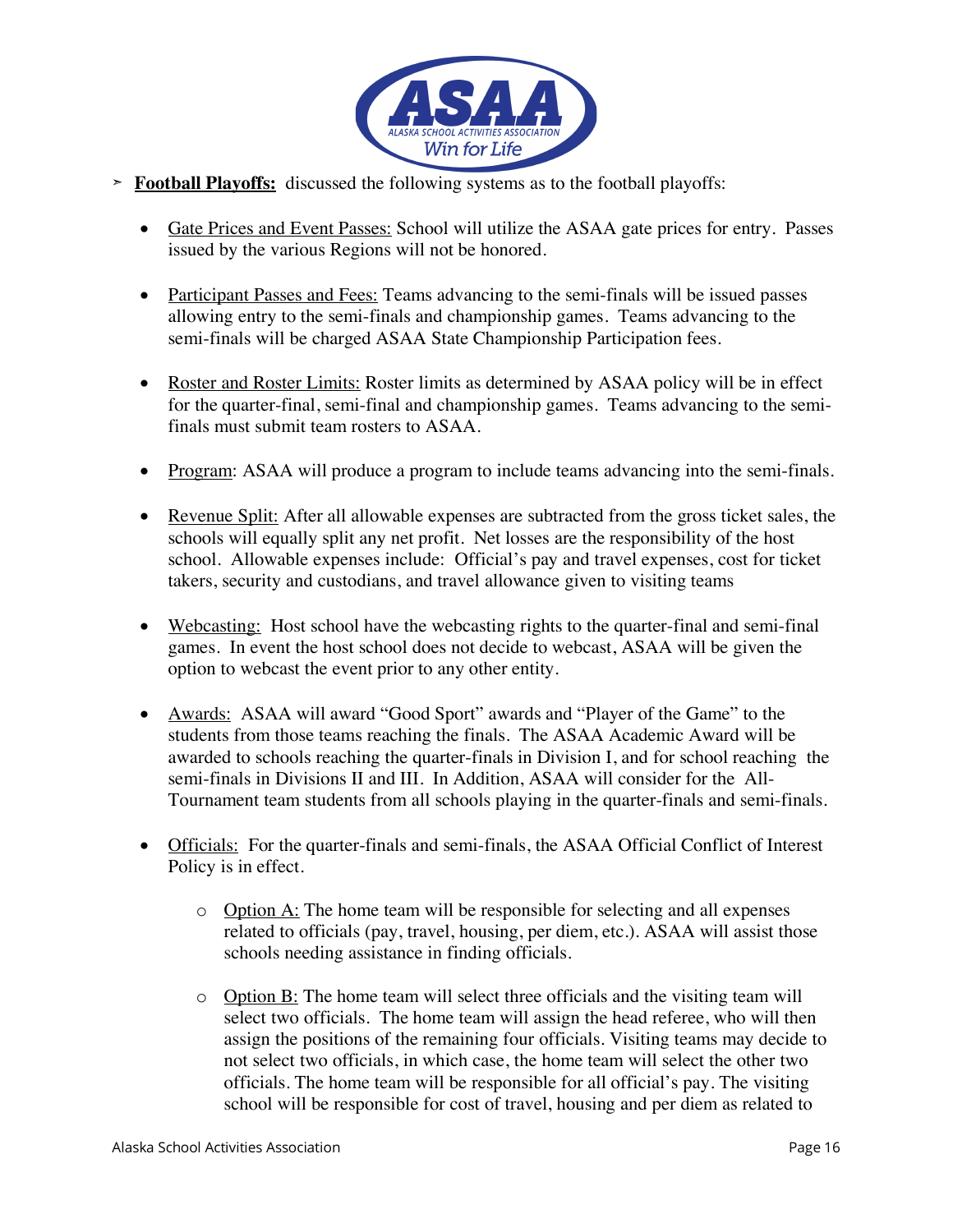- **Football Playoffs:** discussed the following systems as to the football playoffs:

  - Gate Prices and Event Passes: School will utilize the ASAA gate prices for entry. Passes issued by the various Regions will not be honored.

  - Participant Passes and Fees: Teams advancing to the semi-finals will be issued passes allowing entry to the semi-finals and championship games. Teams advancing to the semi-finals will be charged ASAA State Championship Participation fees.

  - Roster and Roster Limits: Roster limits as determined by ASAA policy will be in effect for the quarter-final, semi-final and championship games. Teams advancing to the semi-finals must submit team rosters to ASAA.

  - Program: ASAA will produce a program to include teams advancing into the semi-finals.

  - Revenue Split: After all allowable expenses are subtracted from the gross ticket sales, the schools will equally split any net profit. Net losses are the responsibility of the host school. Allowable expenses include: Official's pay and travel expenses, cost for ticket takers, security and custodians, and travel allowance given to visiting teams

  - Webcasting: Host school have the webcasting rights to the quarter-final and semi-final games. In event the host school does not decide to webcast, ASAA will be given the option to webcast the event prior to any other entity.

  - Awards: ASAA will award "Good Sport" awards and "Player of the Game" to the students from those teams reaching the finals. The ASAA Academic Award will be awarded to schools reaching the quarter-finals in Division I, and for school reaching the semi-finals in Divisions II and III. In Addition, ASAA will consider for the All-Tournament team students from all schools playing in the quarter-finals and semi-finals.

  - Officials: For the quarter-finals and semi-finals, the ASAA Official Conflict of Interest Policy is in effect.

    - Option A: The home team will be responsible for selecting and all expenses related to officials (pay, travel, housing, per diem, etc.). ASAA will assist those schools needing assistance in finding officials.

    - Option B: The home team will select three officials and the visiting team will select two officials. The home team will assign the head referee, who will then assign the positions of the remaining four officials. Visiting teams may decide to not select two officials, in which case, the home team will select the other two officials. The home team will be responsible for all official's pay. The visiting school will be responsible for cost of travel, housing and per diem as related to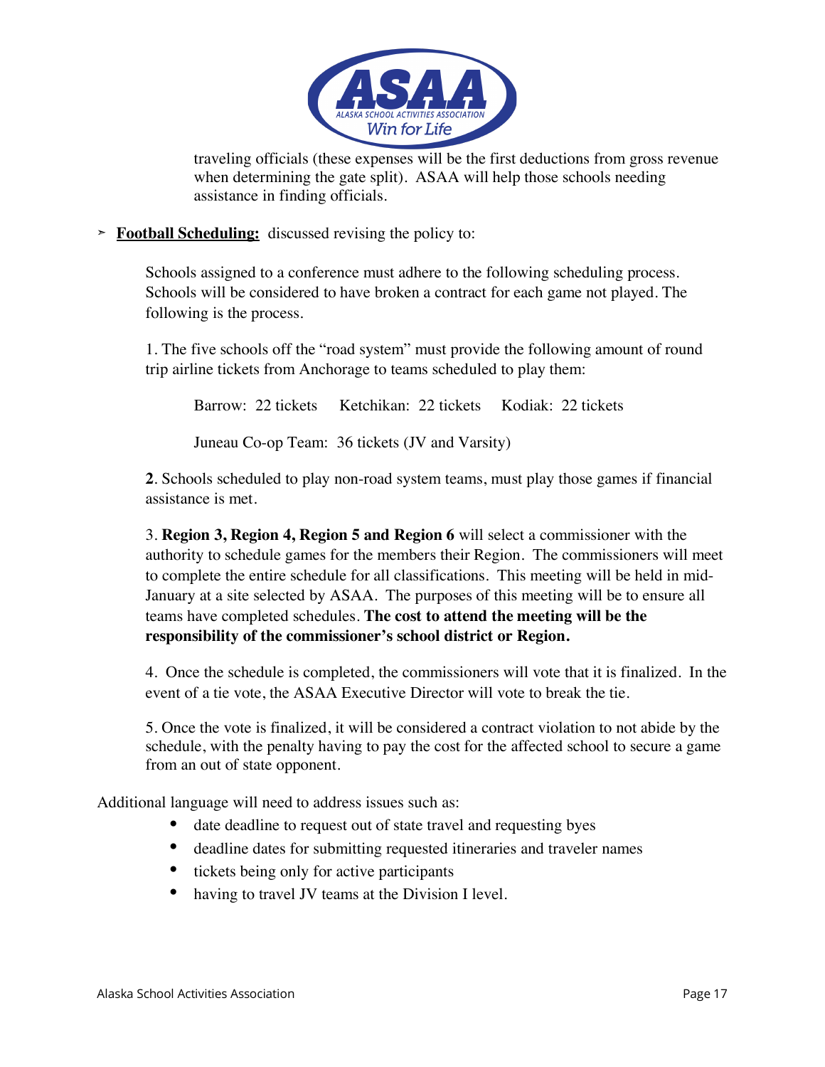traveling officials (these expenses will be the first deductions from gross revenue when determining the gate split). ASAA will help those schools needing assistance in finding officials.

- **Football Scheduling:** discussed revising the policy to:

  Schools assigned to a conference must adhere to the following scheduling process. Schools will be considered to have broken a contract for each game not played. The following is the process.

  1. The five schools off the "road system" must provide the following amount of round trip airline tickets from Anchorage to teams scheduled to play them:

     Barrow: 22 tickets   Ketchikan: 22 tickets   Kodiak: 22 tickets

     Juneau Co-op Team: 36 tickets (JV and Varsity)

  **2**. Schools scheduled to play non-road system teams, must play those games if financial assistance is met.

  3. **Region 3, Region 4, Region 5 and Region 6** will select a commissioner with the authority to schedule games for the members their Region. The commissioners will meet to complete the entire schedule for all classifications. This meeting will be held in mid-January at a site selected by ASAA. The purposes of this meeting will be to ensure all teams have completed schedules. **The cost to attend the meeting will be the responsibility of the commissioner's school district or Region.**

  4. Once the schedule is completed, the commissioners will vote that it is finalized. In the event of a tie vote, the ASAA Executive Director will vote to break the tie.

  5. Once the vote is finalized, it will be considered a contract violation to not abide by the schedule, with the penalty having to pay the cost for the affected school to secure a game from an out of state opponent.

Additional language will need to address issues such as:

- date deadline to request out of state travel and requesting byes
- deadline dates for submitting requested itineraries and traveler names
- tickets being only for active participants
- having to travel JV teams at the Division I level.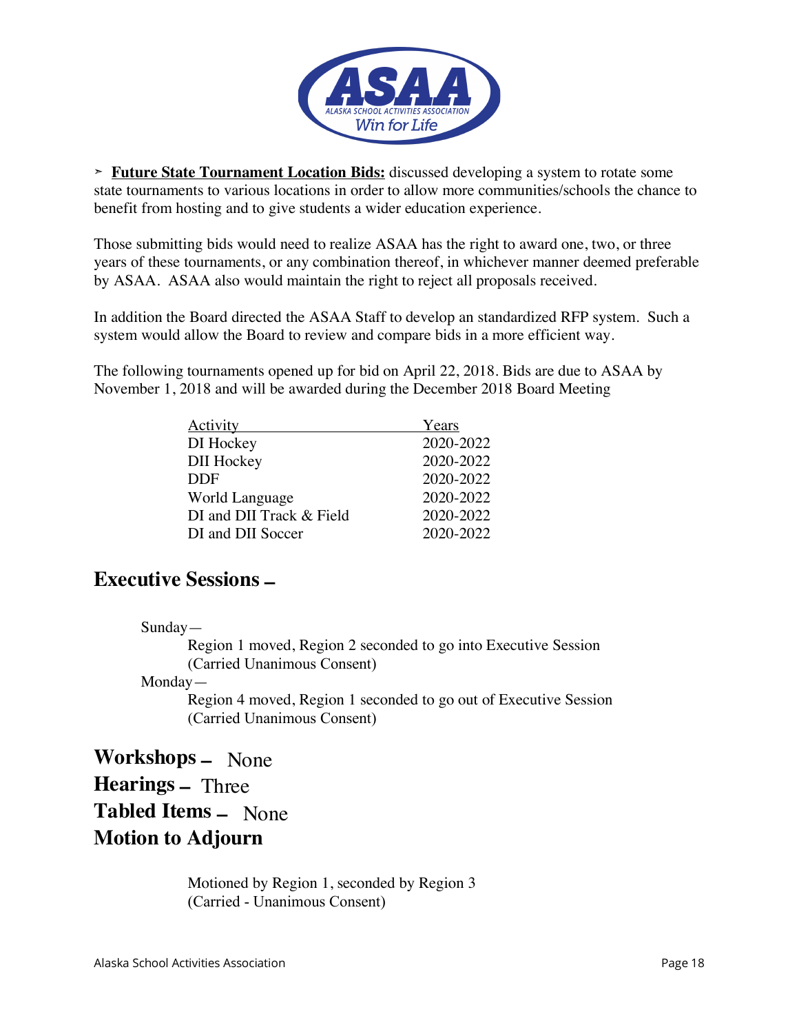- **Future State Tournament Location Bids:** discussed developing a system to rotate some state tournaments to various locations in order to allow more communities/schools the chance to benefit from hosting and to give students a wider education experience.

Those submitting bids would need to realize ASAA has the right to award one, two, or three years of these tournaments, or any combination thereof, in whichever manner deemed preferable by ASAA. ASAA also would maintain the right to reject all proposals received.

In addition the Board directed the ASAA Staff to develop an standardized RFP system. Such a system would allow the Board to review and compare bids in a more efficient way.

The following tournaments opened up for bid on April 22, 2018. Bids are due to ASAA by November 1, 2018 and will be awarded during the December 2018 Board Meeting

| Activity | Years |
|---|---|
| DI Hockey | 2020-2022 |
| DII Hockey | 2020-2022 |
| DDF | 2020-2022 |
| World Language | 2020-2022 |
| DI and DII Track & Field | 2020-2022 |
| DI and DII Soccer | 2020-2022 |

## Executive Sessions –

Sunday—

Region 1 moved, Region 2 seconded to go into Executive Session
(Carried Unanimous Consent)

Monday—

Region 4 moved, Region 1 seconded to go out of Executive Session
(Carried Unanimous Consent)

## Workshops – None

## Hearings – Three

## Tabled Items – None

## Motion to Adjourn

Motioned by Region 1, seconded by Region 3
(Carried - Unanimous Consent)